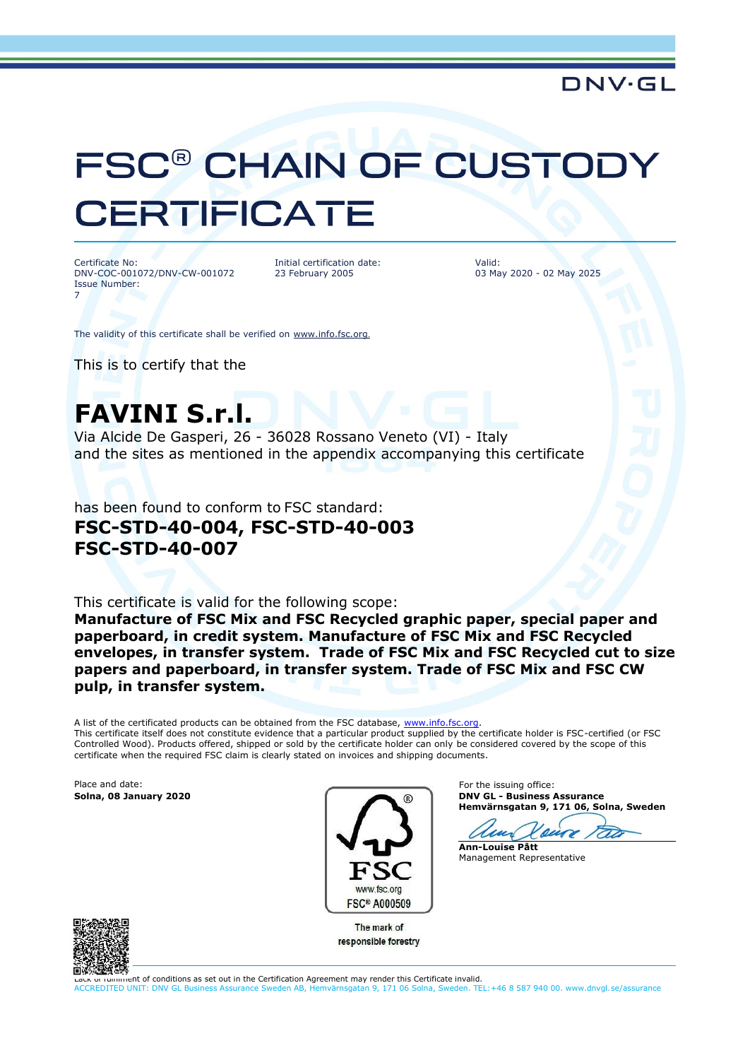DNV·GL

# FSC® CHAIN OF CUSTODY CERTIFICATE

Certificate No:
DNV-COC-001072/DNV-CW-001072
Issue Number:
7

Initial certification date:
23 February 2005

Valid:
03 May 2020 - 02 May 2025

The validity of this certificate shall be verified on www.info.fsc.org.

This is to certify that the

# FAVINI S.r.l.

Via Alcide De Gasperi, 26 - 36028 Rossano Veneto (VI) - Italy
and the sites as mentioned in the appendix accompanying this certificate

has been found to conform to FSC standard:

**FSC-STD-40-004, FSC-STD-40-003**
**FSC-STD-40-007**

This certificate is valid for the following scope:

**Manufacture of FSC Mix and FSC Recycled graphic paper, special paper and paperboard, in credit system. Manufacture of FSC Mix and FSC Recycled envelopes, in transfer system. Trade of FSC Mix and FSC Recycled cut to size papers and paperboard, in transfer system. Trade of FSC Mix and FSC CW pulp, in transfer system.**

A list of the certificated products can be obtained from the FSC database, www.info.fsc.org.
This certificate itself does not constitute evidence that a particular product supplied by the certificate holder is FSC-certified (or FSC Controlled Wood). Products offered, shipped or sold by the certificate holder can only be considered covered by the scope of this certificate when the required FSC claim is clearly stated on invoices and shipping documents.

Place and date:
**Solna, 08 January 2020**

FSC
www.fsc.org
FSC® A000509
The mark of responsible forestry

For the issuing office:
**DNV GL - Business Assurance**
**Hemvärnsgatan 9, 171 06, Solna, Sweden**

**Ann-Louise Pått**
Management Representative

Lack of fulfilment of conditions as set out in the Certification Agreement may render this Certificate invalid.
ACCREDITED UNIT: DNV GL Business Assurance Sweden AB, Hemvärnsgatan 9, 171 06 Solna, Sweden. TEL:+46 8 587 940 00. www.dnvgl.se/assurance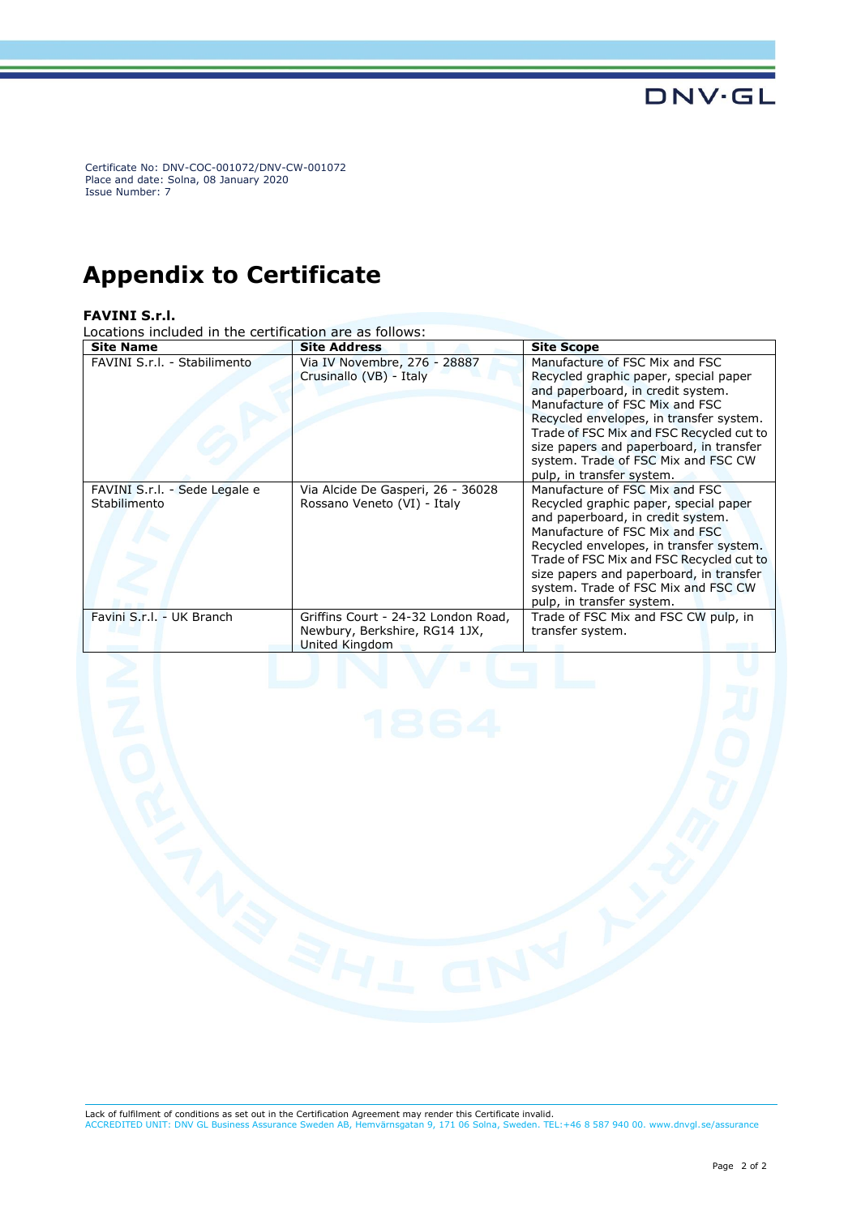Certificate No: DNV-COC-001072/DNV-CW-001072
Place and date: Solna, 08 January 2020
Issue Number: 7

# Appendix to Certificate

**FAVINI S.r.l.**

Locations included in the certification are as follows:

| Site Name | Site Address | Site Scope |
|---|---|---|
| FAVINI S.r.l. - Stabilimento | Via IV Novembre, 276 - 28887 Crusinallo (VB) - Italy | Manufacture of FSC Mix and FSC Recycled graphic paper, special paper and paperboard, in credit system. Manufacture of FSC Mix and FSC Recycled envelopes, in transfer system. Trade of FSC Mix and FSC Recycled cut to size papers and paperboard, in transfer system. Trade of FSC Mix and FSC CW pulp, in transfer system. |
| FAVINI S.r.l. - Sede Legale e Stabilimento | Via Alcide De Gasperi, 26 - 36028 Rossano Veneto (VI) - Italy | Manufacture of FSC Mix and FSC Recycled graphic paper, special paper and paperboard, in credit system. Manufacture of FSC Mix and FSC Recycled envelopes, in transfer system. Trade of FSC Mix and FSC Recycled cut to size papers and paperboard, in transfer system. Trade of FSC Mix and FSC CW pulp, in transfer system. |
| Favini S.r.l. - UK Branch | Griffins Court - 24-32 London Road, Newbury, Berkshire, RG14 1JX, United Kingdom | Trade of FSC Mix and FSC CW pulp, in transfer system. |

Lack of fulfilment of conditions as set out in the Certification Agreement may render this Certificate invalid.
ACCREDITED UNIT: DNV GL Business Assurance Sweden AB, Hemvärnsgatan 9, 171 06 Solna, Sweden. TEL:+46 8 587 940 00. www.dnvgl.se/assurance